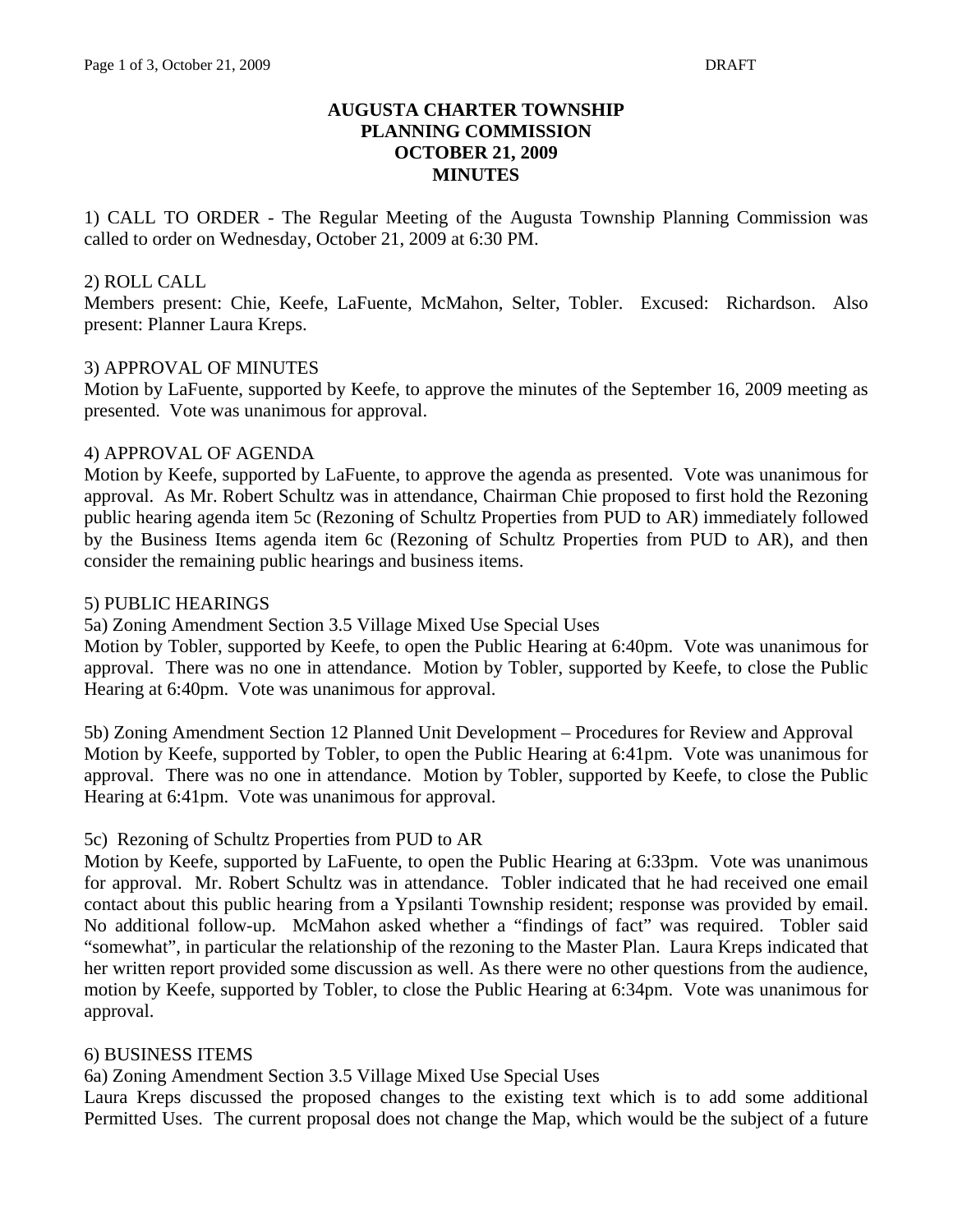# AUGUSTA CHARTER TOWNSHIP
# PLANNING COMMISSION
# OCTOBER 21, 2009
# MINUTES

1) CALL TO ORDER - The Regular Meeting of the Augusta Township Planning Commission was called to order on Wednesday, October 21, 2009 at 6:30 PM.

2) ROLL CALL
Members present: Chie, Keefe, LaFuente, McMahon, Selter, Tobler. Excused: Richardson. Also present: Planner Laura Kreps.

3) APPROVAL OF MINUTES
Motion by LaFuente, supported by Keefe, to approve the minutes of the September 16, 2009 meeting as presented. Vote was unanimous for approval.

4) APPROVAL OF AGENDA
Motion by Keefe, supported by LaFuente, to approve the agenda as presented. Vote was unanimous for approval. As Mr. Robert Schultz was in attendance, Chairman Chie proposed to first hold the Rezoning public hearing agenda item 5c (Rezoning of Schultz Properties from PUD to AR) immediately followed by the Business Items agenda item 6c (Rezoning of Schultz Properties from PUD to AR), and then consider the remaining public hearings and business items.

5) PUBLIC HEARINGS
5a) Zoning Amendment Section 3.5 Village Mixed Use Special Uses
Motion by Tobler, supported by Keefe, to open the Public Hearing at 6:40pm. Vote was unanimous for approval. There was no one in attendance. Motion by Tobler, supported by Keefe, to close the Public Hearing at 6:40pm. Vote was unanimous for approval.

5b) Zoning Amendment Section 12 Planned Unit Development – Procedures for Review and Approval
Motion by Keefe, supported by Tobler, to open the Public Hearing at 6:41pm. Vote was unanimous for approval. There was no one in attendance. Motion by Tobler, supported by Keefe, to close the Public Hearing at 6:41pm. Vote was unanimous for approval.

5c) Rezoning of Schultz Properties from PUD to AR
Motion by Keefe, supported by LaFuente, to open the Public Hearing at 6:33pm. Vote was unanimous for approval. Mr. Robert Schultz was in attendance. Tobler indicated that he had received one email contact about this public hearing from a Ypsilanti Township resident; response was provided by email. No additional follow-up. McMahon asked whether a "findings of fact" was required. Tobler said "somewhat", in particular the relationship of the rezoning to the Master Plan. Laura Kreps indicated that her written report provided some discussion as well. As there were no other questions from the audience, motion by Keefe, supported by Tobler, to close the Public Hearing at 6:34pm. Vote was unanimous for approval.

6) BUSINESS ITEMS
6a) Zoning Amendment Section 3.5 Village Mixed Use Special Uses
Laura Kreps discussed the proposed changes to the existing text which is to add some additional Permitted Uses. The current proposal does not change the Map, which would be the subject of a future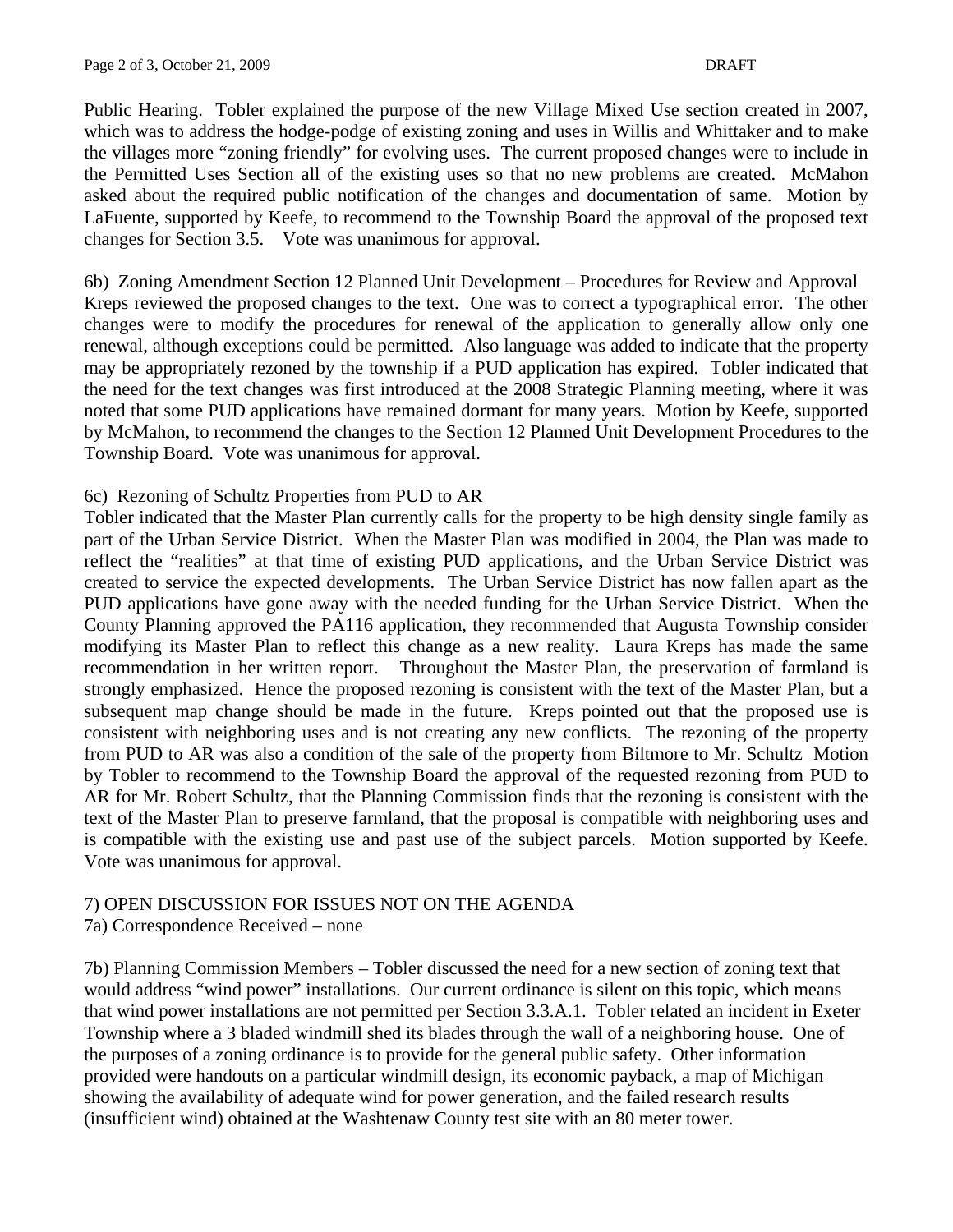Public Hearing. Tobler explained the purpose of the new Village Mixed Use section created in 2007, which was to address the hodge-podge of existing zoning and uses in Willis and Whittaker and to make the villages more "zoning friendly" for evolving uses. The current proposed changes were to include in the Permitted Uses Section all of the existing uses so that no new problems are created. McMahon asked about the required public notification of the changes and documentation of same. Motion by LaFuente, supported by Keefe, to recommend to the Township Board the approval of the proposed text changes for Section 3.5. Vote was unanimous for approval.

6b) Zoning Amendment Section 12 Planned Unit Development – Procedures for Review and Approval
Kreps reviewed the proposed changes to the text. One was to correct a typographical error. The other changes were to modify the procedures for renewal of the application to generally allow only one renewal, although exceptions could be permitted. Also language was added to indicate that the property may be appropriately rezoned by the township if a PUD application has expired. Tobler indicated that the need for the text changes was first introduced at the 2008 Strategic Planning meeting, where it was noted that some PUD applications have remained dormant for many years. Motion by Keefe, supported by McMahon, to recommend the changes to the Section 12 Planned Unit Development Procedures to the Township Board. Vote was unanimous for approval.

6c) Rezoning of Schultz Properties from PUD to AR
Tobler indicated that the Master Plan currently calls for the property to be high density single family as part of the Urban Service District. When the Master Plan was modified in 2004, the Plan was made to reflect the "realities" at that time of existing PUD applications, and the Urban Service District was created to service the expected developments. The Urban Service District has now fallen apart as the PUD applications have gone away with the needed funding for the Urban Service District. When the County Planning approved the PA116 application, they recommended that Augusta Township consider modifying its Master Plan to reflect this change as a new reality. Laura Kreps has made the same recommendation in her written report. Throughout the Master Plan, the preservation of farmland is strongly emphasized. Hence the proposed rezoning is consistent with the text of the Master Plan, but a subsequent map change should be made in the future. Kreps pointed out that the proposed use is consistent with neighboring uses and is not creating any new conflicts. The rezoning of the property from PUD to AR was also a condition of the sale of the property from Biltmore to Mr. Schultz Motion by Tobler to recommend to the Township Board the approval of the requested rezoning from PUD to AR for Mr. Robert Schultz, that the Planning Commission finds that the rezoning is consistent with the text of the Master Plan to preserve farmland, that the proposal is compatible with neighboring uses and is compatible with the existing use and past use of the subject parcels. Motion supported by Keefe. Vote was unanimous for approval.

7) OPEN DISCUSSION FOR ISSUES NOT ON THE AGENDA
7a) Correspondence Received – none

7b) Planning Commission Members – Tobler discussed the need for a new section of zoning text that would address "wind power" installations. Our current ordinance is silent on this topic, which means that wind power installations are not permitted per Section 3.3.A.1. Tobler related an incident in Exeter Township where a 3 bladed windmill shed its blades through the wall of a neighboring house. One of the purposes of a zoning ordinance is to provide for the general public safety. Other information provided were handouts on a particular windmill design, its economic payback, a map of Michigan showing the availability of adequate wind for power generation, and the failed research results (insufficient wind) obtained at the Washtenaw County test site with an 80 meter tower.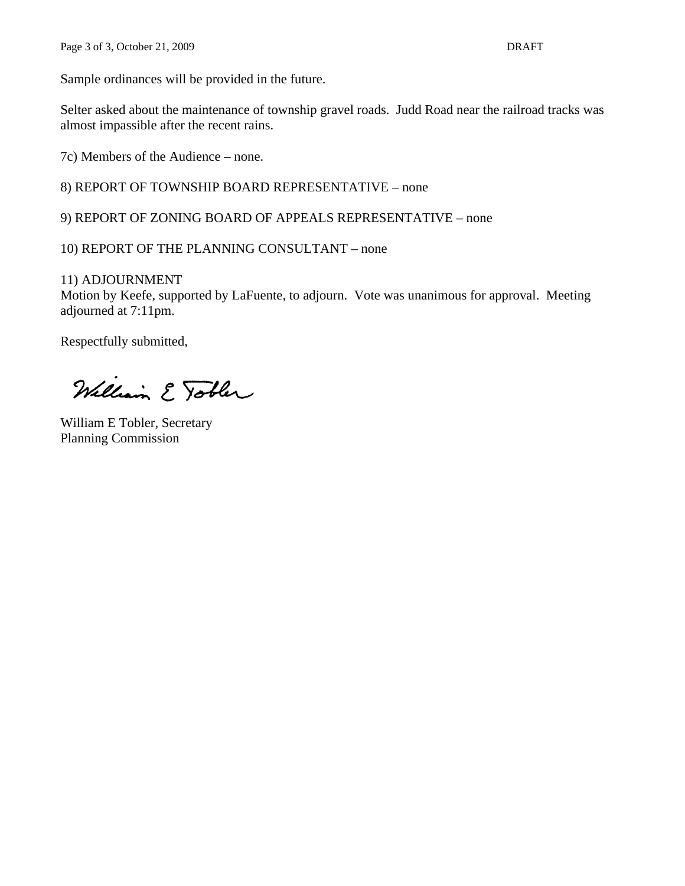Sample ordinances will be provided in the future.

Selter asked about the maintenance of township gravel roads. Judd Road near the railroad tracks was almost impassible after the recent rains.

7c) Members of the Audience – none.

8) REPORT OF TOWNSHIP BOARD REPRESENTATIVE – none

9) REPORT OF ZONING BOARD OF APPEALS REPRESENTATIVE – none

10) REPORT OF THE PLANNING CONSULTANT – none

11) ADJOURNMENT

Motion by Keefe, supported by LaFuente, to adjourn. Vote was unanimous for approval. Meeting adjourned at 7:11pm.

Respectfully submitted,

William E Tobler

William E Tobler, Secretary
Planning Commission